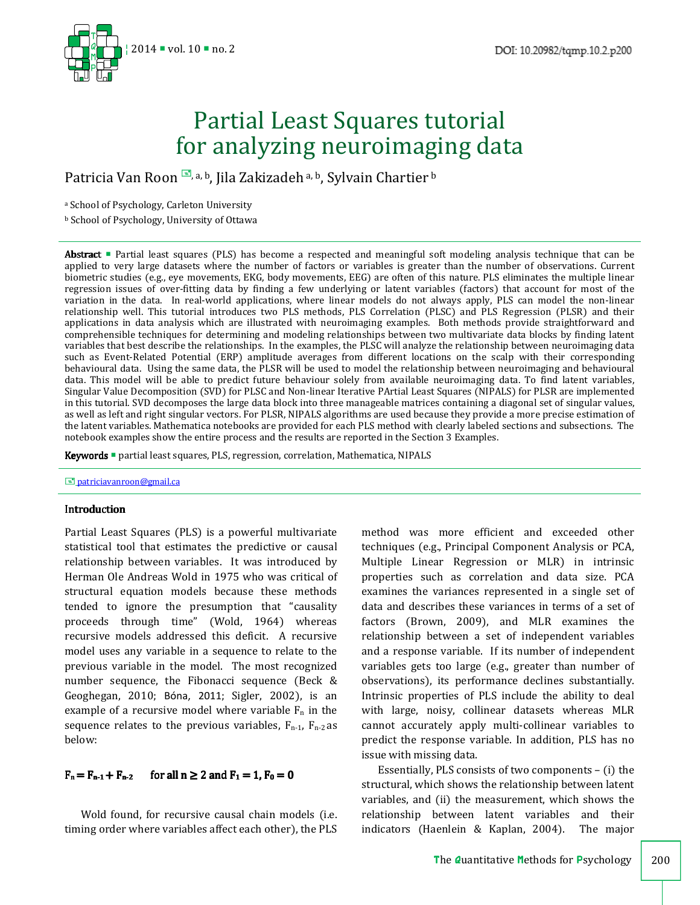# Partial Least Squares tutorial for analyzing neuroimaging data

Patricia Van Roon [a, b], Jila Zakizadeh [a, b], Sylvain Chartier [b]

[a] School of Psychology, Carleton University

[b] School of Psychology, University of Ottawa

**Abstract** ▪ Partial least squares (PLS) has become a respected and meaningful soft modeling analysis technique that can be applied to very large datasets where the number of factors or variables is greater than the number of observations. Current biometric studies (e.g., eye movements, EKG, body movements, EEG) are often of this nature. PLS eliminates the multiple linear regression issues of over-fitting data by finding a few underlying or latent variables (factors) that account for most of the variation in the data. In real-world applications, where linear models do not always apply, PLS can model the non-linear relationship well. This tutorial introduces two PLS methods, PLS Correlation (PLSC) and PLS Regression (PLSR) and their applications in data analysis which are illustrated with neuroimaging examples. Both methods provide straightforward and comprehensible techniques for determining and modeling relationships between two multivariate data blocks by finding latent variables that best describe the relationships. In the examples, the PLSC will analyze the relationship between neuroimaging data such as Event-Related Potential (ERP) amplitude averages from different locations on the scalp with their corresponding behavioural data. Using the same data, the PLSR will be used to model the relationship between neuroimaging and behavioural data. This model will be able to predict future behaviour solely from available neuroimaging data. To find latent variables, Singular Value Decomposition (SVD) for PLSC and Non-linear Iterative PArtial Least Squares (NIPALS) for PLSR are implemented in this tutorial. SVD decomposes the large data block into three manageable matrices containing a diagonal set of singular values, as well as left and right singular vectors. For PLSR, NIPALS algorithms are used because they provide a more precise estimation of the latent variables. Mathematica notebooks are provided for each PLS method with clearly labeled sections and subsections. The notebook examples show the entire process and the results are reported in the Section 3 Examples.

**Keywords** ▪ partial least squares, PLS, regression, correlation, Mathematica, NIPALS

patriciavanroon@gmail.ca

## Introduction

Partial Least Squares (PLS) is a powerful multivariate statistical tool that estimates the predictive or causal relationship between variables. It was introduced by Herman Ole Andreas Wold in 1975 who was critical of structural equation models because these methods tended to ignore the presumption that "causality proceeds through time" (Wold, 1964) whereas recursive models addressed this deficit. A recursive model uses any variable in a sequence to relate to the previous variable in the model. The most recognized number sequence, the Fibonacci sequence (Beck & Geoghegan, 2010; Bóna, 2011; Sigler, 2002), is an example of a recursive model where variable $F_n$ in the sequence relates to the previous variables, $F_{n-1}$, $F_{n-2}$ as below:

$$F_n = F_{n-1} + F_{n-2} \quad \text{for all } n \geq 2 \text{ and } F_1 = 1, F_0 = 0$$

Wold found, for recursive causal chain models (i.e. timing order where variables affect each other), the PLS method was more efficient and exceeded other techniques (e.g., Principal Component Analysis or PCA, Multiple Linear Regression or MLR) in intrinsic properties such as correlation and data size. PCA examines the variances represented in a single set of data and describes these variances in terms of a set of factors (Brown, 2009), and MLR examines the relationship between a set of independent variables and a response variable. If its number of independent variables gets too large (e.g., greater than number of observations), its performance declines substantially. Intrinsic properties of PLS include the ability to deal with large, noisy, collinear datasets whereas MLR cannot accurately apply multi-collinear variables to predict the response variable. In addition, PLS has no issue with missing data.

Essentially, PLS consists of two components – (i) the structural, which shows the relationship between latent variables, and (ii) the measurement, which shows the relationship between latent variables and their indicators (Haenlein & Kaplan, 2004). The major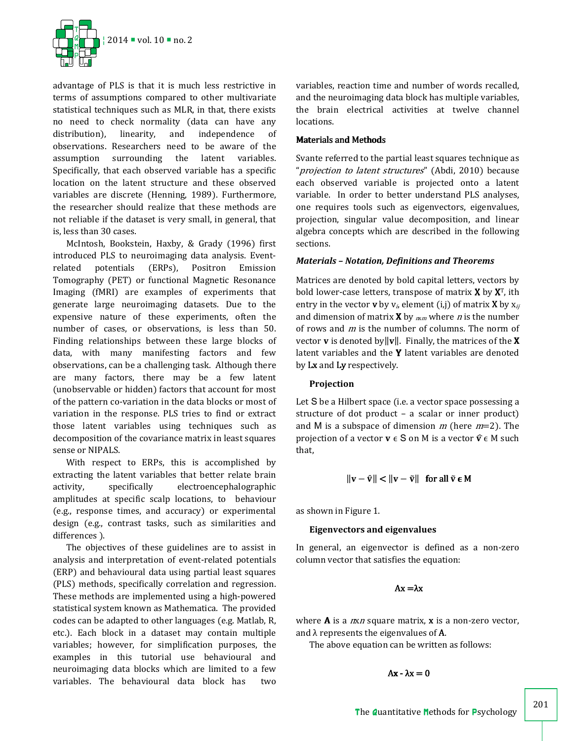advantage of PLS is that it is much less restrictive in terms of assumptions compared to other multivariate statistical techniques such as MLR, in that, there exists no need to check normality (data can have any distribution), linearity, and independence of observations. Researchers need to be aware of the assumption surrounding the latent variables. Specifically, that each observed variable has a specific location on the latent structure and these observed variables are discrete (Henning, 1989). Furthermore, the researcher should realize that these methods are not reliable if the dataset is very small, in general, that is, less than 30 cases.

McIntosh, Bookstein, Haxby, & Grady (1996) first introduced PLS to neuroimaging data analysis. Event-related potentials (ERPs), Positron Emission Tomography (PET) or functional Magnetic Resonance Imaging (fMRI) are examples of experiments that generate large neuroimaging datasets. Due to the expensive nature of these experiments, often the number of cases, or observations, is less than 50. Finding relationships between these large blocks of data, with many manifesting factors and few observations, can be a challenging task. Although there are many factors, there may be a few latent (unobservable or hidden) factors that account for most of the pattern co-variation in the data blocks or most of variation in the response. PLS tries to find or extract those latent variables using techniques such as decomposition of the covariance matrix in least squares sense or NIPALS.

With respect to ERPs, this is accomplished by extracting the latent variables that better relate brain activity, specifically electroencephalographic amplitudes at specific scalp locations, to behaviour (e.g., response times, and accuracy) or experimental design (e.g., contrast tasks, such as similarities and differences ).

The objectives of these guidelines are to assist in analysis and interpretation of event-related potentials (ERP) and behavioural data using partial least squares (PLS) methods, specifically correlation and regression. These methods are implemented using a high-powered statistical system known as Mathematica. The provided codes can be adapted to other languages (e.g. Matlab, R, etc.). Each block in a dataset may contain multiple variables; however, for simplification purposes, the examples in this tutorial use behavioural and neuroimaging data blocks which are limited to a few variables. The behavioural data block has two variables, reaction time and number of words recalled, and the neuroimaging data block has multiple variables, the brain electrical activities at twelve channel locations.

## Materials and Methods

Svante referred to the partial least squares technique as "*projection to latent structures*" (Abdi, 2010) because each observed variable is projected onto a latent variable. In order to better understand PLS analyses, one requires tools such as eigenvectors, eigenvalues, projection, singular value decomposition, and linear algebra concepts which are described in the following sections.

### *Materials – Notation, Definitions and Theorems*

Matrices are denoted by bold capital letters, vectors by bold lower-case letters, transpose of matrix $\mathbf{X}$ by $\mathbf{X}^T$, ith entry in the vector $\mathbf{v}$ by $v_i$, element (i,j) of matrix $\mathbf{X}$ by $x_{ij}$ and dimension of matrix $\mathbf{X}$ by $_{n \times m}$ where $n$ is the number of rows and $m$ is the number of columns. The norm of vector $\mathbf{v}$ is denoted by $\|\mathbf{v}\|$. Finally, the matrices of the $\mathbf{X}$ latent variables and the $\mathbf{Y}$ latent variables are denoted by $L\mathbf{x}$ and $L\mathbf{y}$ respectively.

#### Projection

Let S be a Hilbert space (i.e. a vector space possessing a structure of dot product – a scalar or inner product) and M is a subspace of dimension $m$ (here $m$=2). The projection of a vector $\mathbf{v} \in$ S on M is a vector $\hat{\mathbf{v}} \in$ M such that,

$$\|\mathbf{v} - \hat{\mathbf{v}}\| < \|\mathbf{v} - \tilde{\mathbf{v}}\| \quad \text{for all } \tilde{\mathbf{v}} \in \text{M}$$

as shown in Figure 1.

#### Eigenvectors and eigenvalues

In general, an eigenvector is defined as a non-zero column vector that satisfies the equation:

$$\text{Ax} = \lambda \text{x}$$

where $\mathbf{A}$ is a $n$x$n$ square matrix, $\mathbf{x}$ is a non-zero vector, and $\lambda$ represents the eigenvalues of $\mathbf{A}$.

The above equation can be written as follows:

$$\text{Ax} - \lambda\text{x} = 0$$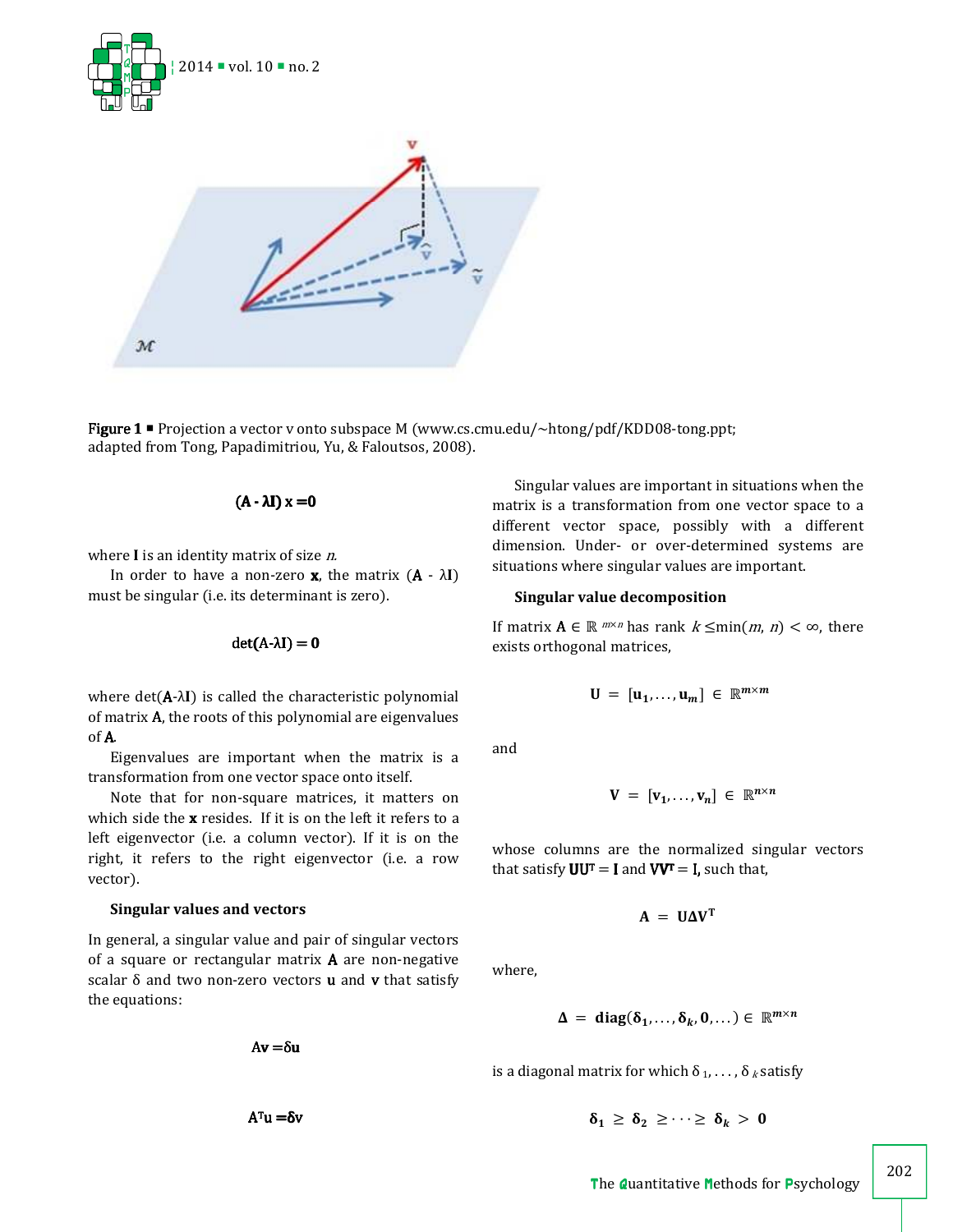**Figure 1** ▪ Projection a vector v onto subspace M (www.cs.cmu.edu/~htong/pdf/KDD08-tong.ppt; adapted from Tong, Papadimitriou, Yu, & Faloutsos, 2008).

$$(\mathbf{A} - \lambda\mathbf{I})\,\mathbf{x} = \mathbf{0}$$

where **I** is an identity matrix of size *n*.

In order to have a non-zero **x**, the matrix ($\mathbf{A} - \lambda\mathbf{I}$) must be singular (i.e. its determinant is zero).

$$\det(\mathbf{A} - \lambda\mathbf{I}) = \mathbf{0}$$

where det($\mathbf{A}$-$\lambda\mathbf{I}$) is called the characteristic polynomial of matrix **A**, the roots of this polynomial are eigenvalues of **A**.

Eigenvalues are important when the matrix is a transformation from one vector space onto itself.

Note that for non-square matrices, it matters on which side the **x** resides. If it is on the left it refers to a left eigenvector (i.e. a column vector). If it is on the right, it refers to the right eigenvector (i.e. a row vector).

### Singular values and vectors

In general, a singular value and pair of singular vectors of a square or rectangular matrix **A** are non-negative scalar δ and two non-zero vectors **u** and **v** that satisfy the equations:

$$\mathbf{A}\mathbf{v} = \delta\mathbf{u}$$

$$\mathbf{A}^{\mathrm{T}}\mathbf{u} = \delta\mathbf{v}$$

Singular values are important in situations when the matrix is a transformation from one vector space to a different vector space, possibly with a different dimension. Under- or over-determined systems are situations where singular values are important.

### Singular value decomposition

If matrix $\mathbf{A} \in \mathbb{R}^{m \times n}$ has rank $k \leq \min(m, n) < \infty$, there exists orthogonal matrices,

$$\mathbf{U} = [\mathbf{u}_1, \ldots, \mathbf{u}_m] \in \mathbb{R}^{m \times m}$$

and

$$\mathbf{V} = [\mathbf{v}_1, \ldots, \mathbf{v}_n] \in \mathbb{R}^{n \times n}$$

whose columns are the normalized singular vectors that satisfy $\mathbf{U}\mathbf{U}^{\mathrm{T}} = \mathbf{I}$ and $\mathbf{V}\mathbf{V}^{\mathrm{T}} = \mathbf{I}$, such that,

$$\mathbf{A} = \mathbf{U}\boldsymbol{\Delta}\mathbf{V}^{\mathrm{T}}$$

where,

$$\boldsymbol{\Delta} = \mathbf{diag}(\boldsymbol{\delta}_1, \ldots, \boldsymbol{\delta}_k, \mathbf{0}, \ldots) \in \mathbb{R}^{m \times n}$$

is a diagonal matrix for which $\delta_1, \ldots, \delta_k$ satisfy

$$\boldsymbol{\delta}_1 \geq \boldsymbol{\delta}_2 \geq \cdots \geq \boldsymbol{\delta}_k > \mathbf{0}$$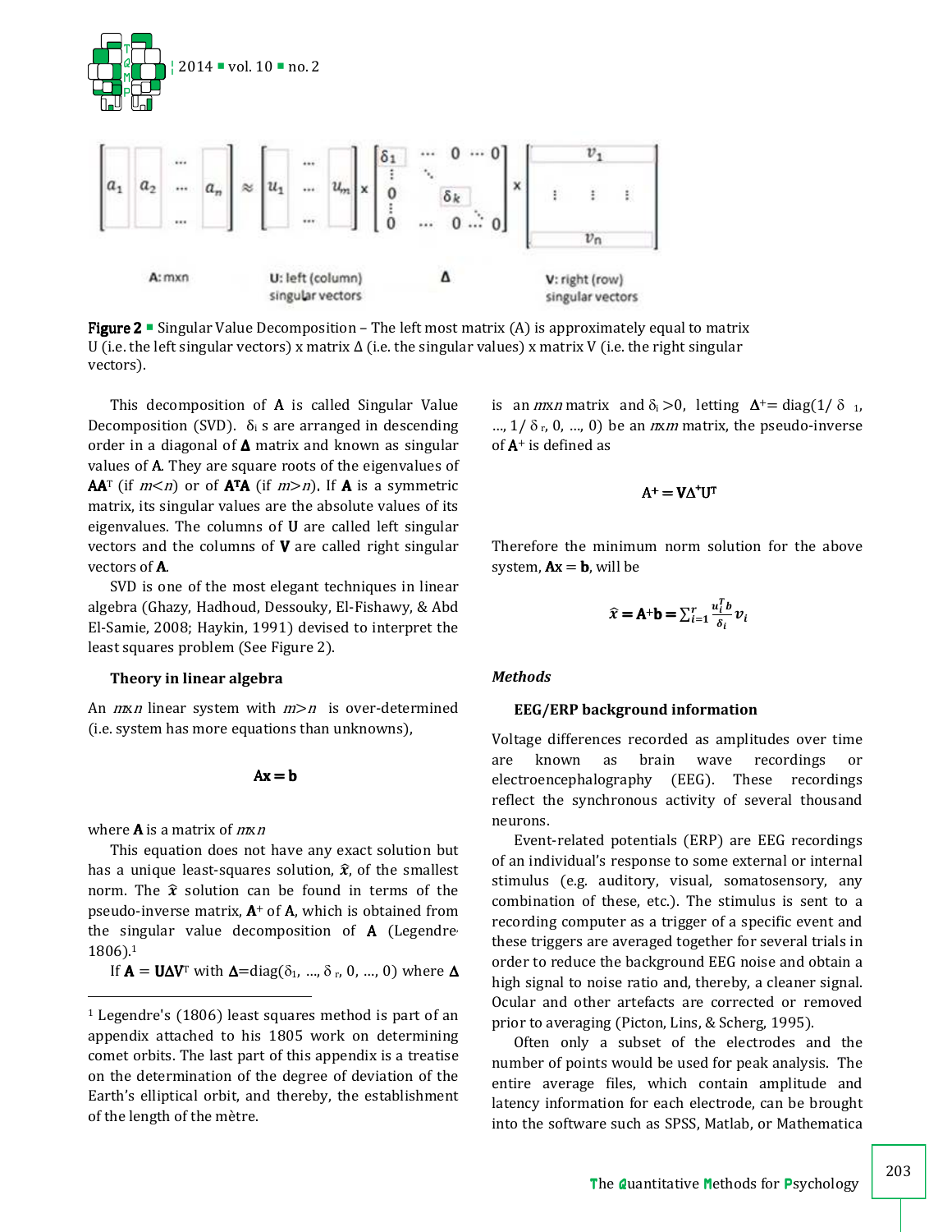$$\begin{bmatrix} a_1 & a_2 & \cdots & a_n \end{bmatrix} \approx \begin{bmatrix} u_1 & \cdots & u_m \end{bmatrix} \times \begin{bmatrix} \delta_1 & \cdots & 0 & \cdots & 0 \\ \vdots & \ddots & & & \\ 0 & & \delta_k & & \\ \vdots & & & \ddots & \\ 0 & \cdots & 0 & \cdots & 0 \end{bmatrix} \times \begin{bmatrix} v_1 \\ \vdots \\ v_n \end{bmatrix}$$

A: mxn — U: left (column) singular vectors — Δ — V: right (row) singular vectors

**Figure 2** ■ Singular Value Decomposition – The left most matrix (A) is approximately equal to matrix U (i.e. the left singular vectors) x matrix Δ (i.e. the singular values) x matrix V (i.e. the right singular vectors).

This decomposition of **A** is called Singular Value Decomposition (SVD). $\delta_i$ s are arranged in descending order in a diagonal of **Δ** matrix and known as singular values of **A**. They are square roots of the eigenvalues of $\mathbf{AA}^T$ (if $m<n$) or of $\mathbf{A}^T\mathbf{A}$ (if $m>n$). If **A** is a symmetric matrix, its singular values are the absolute values of its eigenvalues. The columns of **U** are called left singular vectors and the columns of **V** are called right singular vectors of **A**.

SVD is one of the most elegant techniques in linear algebra (Ghazy, Hadhoud, Dessouky, El-Fishawy, & Abd El-Samie, 2008; Haykin, 1991) devised to interpret the least squares problem (See Figure 2).

**Theory in linear algebra**

An $m \times n$ linear system with $m>n$ is over-determined (i.e. system has more equations than unknowns),

$$\mathbf{Ax} = \mathbf{b}$$

where **A** is a matrix of $m \times n$

This equation does not have any exact solution but has a unique least-squares solution, $\hat{\boldsymbol{x}}$, of the smallest norm. The $\hat{\boldsymbol{x}}$ solution can be found in terms of the pseudo-inverse matrix, $\mathbf{A}^+$ of **A**, which is obtained from the singular value decomposition of **A** (Legendre 1806).[1]

If $\mathbf{A} = \mathbf{U}\Delta\mathbf{V}^T$ with $\Delta = \text{diag}(\delta_1, \ldots, \delta_r, 0, \ldots, 0)$ where Δ is an $m \times n$ matrix and $\delta_i > 0$, letting $\Delta^+ = \text{diag}(1/\delta_1, \ldots, 1/\delta_r, 0, \ldots, 0)$ be an $n \times m$ matrix, the pseudo-inverse of $\mathbf{A}^+$ is defined as

$$\mathbf{A}^+ = \mathbf{V}\Delta^+\mathbf{U}^T$$

Therefore the minimum norm solution for the above system, $\mathbf{Ax} = \mathbf{b}$, will be

$$\hat{\boldsymbol{x}} = \mathbf{A}^+\mathbf{b} = \sum_{i=1}^{r} \frac{u_i^T b}{\delta_i} v_i$$

[1] Legendre's (1806) least squares method is part of an appendix attached to his 1805 work on determining comet orbits. The last part of this appendix is a treatise on the determination of the degree of deviation of the Earth's elliptical orbit, and thereby, the establishment of the length of the mètre.

### *Methods*

**EEG/ERP background information**

Voltage differences recorded as amplitudes over time are known as brain wave recordings or electroencephalography (EEG). These recordings reflect the synchronous activity of several thousand neurons.

Event-related potentials (ERP) are EEG recordings of an individual's response to some external or internal stimulus (e.g. auditory, visual, somatosensory, any combination of these, etc.). The stimulus is sent to a recording computer as a trigger of a specific event and these triggers are averaged together for several trials in order to reduce the background EEG noise and obtain a high signal to noise ratio and, thereby, a cleaner signal. Ocular and other artefacts are corrected or removed prior to averaging (Picton, Lins, & Scherg, 1995).

Often only a subset of the electrodes and the number of points would be used for peak analysis. The entire average files, which contain amplitude and latency information for each electrode, can be brought into the software such as SPSS, Matlab, or Mathematica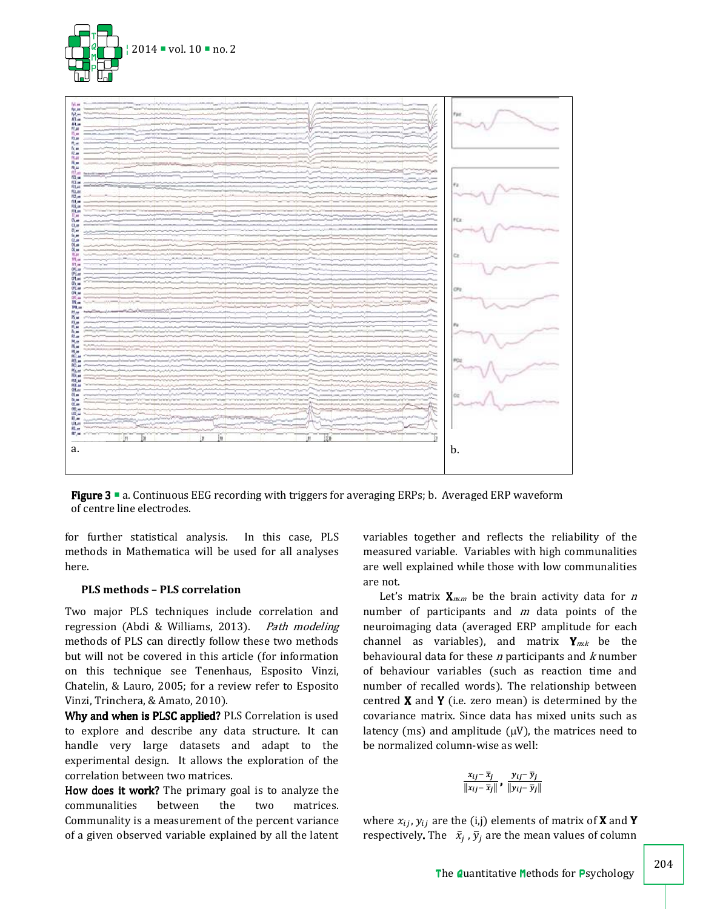Figure 3 ■ a. Continuous EEG recording with triggers for averaging ERPs; b. Averaged ERP waveform of centre line electrodes.

for further statistical analysis. In this case, PLS methods in Mathematica will be used for all analyses here.

### PLS methods – PLS correlation

Two major PLS techniques include correlation and regression (Abdi & Williams, 2013). *Path modeling* methods of PLS can directly follow these two methods but will not be covered in this article (for information on this technique see Tenenhaus, Esposito Vinzi, Chatelin, & Lauro, 2005; for a review refer to Esposito Vinzi, Trinchera, & Amato, 2010).

**Why and when is PLSC applied?** PLS Correlation is used to explore and describe any data structure. It can handle very large datasets and adapt to the experimental design. It allows the exploration of the correlation between two matrices.

**How does it work?** The primary goal is to analyze the communalities between the two matrices. Communality is a measurement of the percent variance of a given observed variable explained by all the latent variables together and reflects the reliability of the measured variable. Variables with high communalities are well explained while those with low communalities are not.

Let's matrix $\mathbf{X}_{n \times m}$ be the brain activity data for $n$ number of participants and $m$ data points of the neuroimaging data (averaged ERP amplitude for each channel as variables), and matrix $\mathbf{Y}_{n \times k}$ be the behavioural data for these $n$ participants and $k$ number of behaviour variables (such as reaction time and number of recalled words). The relationship between centred $\mathbf{X}$ and $\mathbf{Y}$ (i.e. zero mean) is determined by the covariance matrix. Since data has mixed units such as latency (ms) and amplitude (μV), the matrices need to be normalized column-wise as well:

$$\frac{x_{ij} - \bar{x}_j}{\|x_{ij} - \bar{x}_j\|}, \frac{y_{ij} - \bar{y}_j}{\|y_{ij} - \bar{y}_j\|}$$

where $x_{ij}$, $y_{ij}$ are the (i,j) elements of matrix of $\mathbf{X}$ and $\mathbf{Y}$ respectively**.** The $\bar{x}_j$ , $\bar{y}_j$ are the mean values of column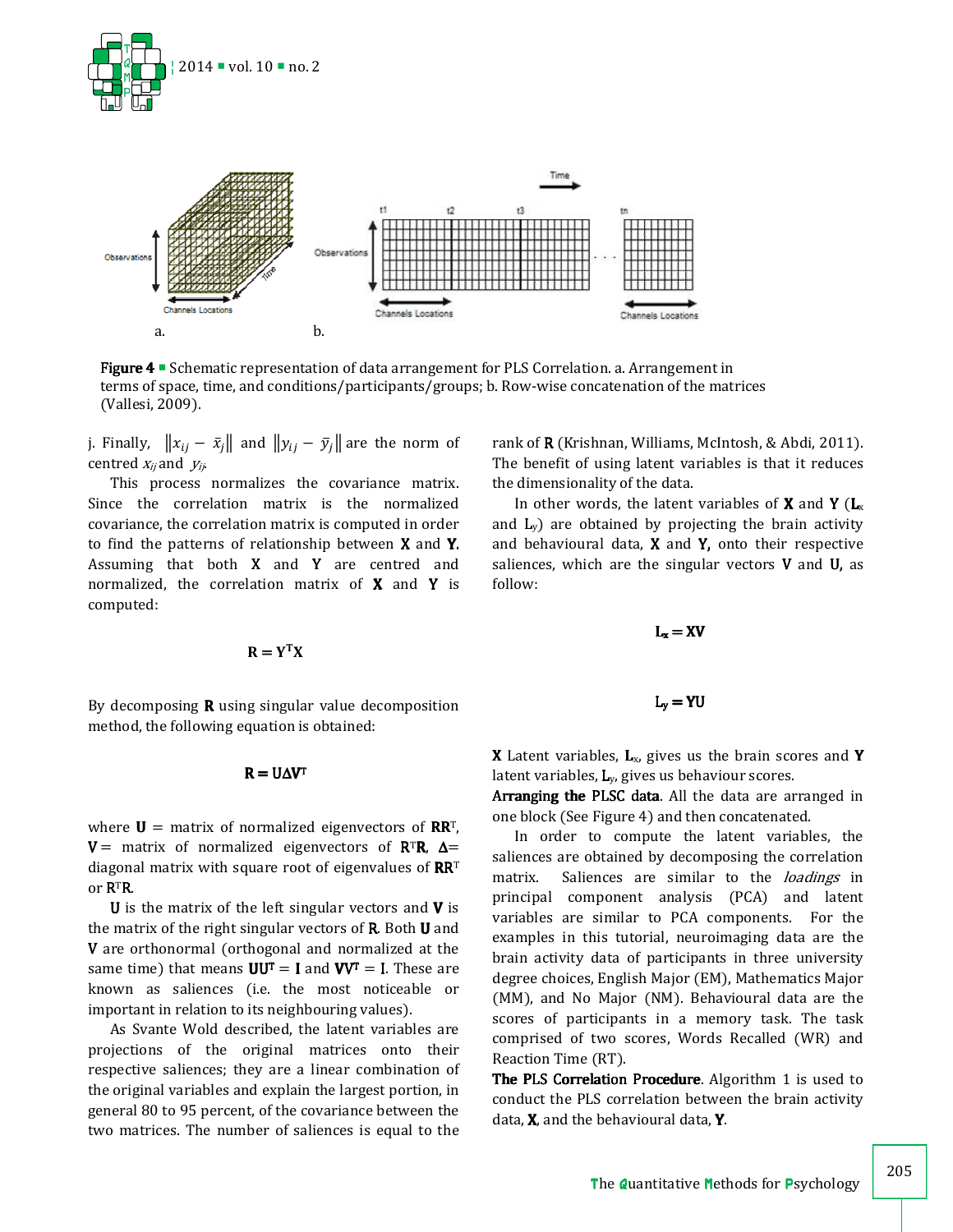Figure 4 ■ Schematic representation of data arrangement for PLS Correlation. a. Arrangement in terms of space, time, and conditions/participants/groups; b. Row-wise concatenation of the matrices (Vallesi, 2009).

j. Finally, $\|x_{ij} - \bar{x}_j\|$ and $\|y_{ij} - \bar{y}_j\|$ are the norm of centred $x_{ij}$ and $y_{ij}$.

This process normalizes the covariance matrix. Since the correlation matrix is the normalized covariance, the correlation matrix is computed in order to find the patterns of relationship between **X** and **Y**. Assuming that both **X** and **Y** are centred and normalized, the correlation matrix of **X** and **Y** is computed:

$$\mathbf{R} = \mathbf{Y}^{\mathrm{T}}\mathbf{X}$$

By decomposing **R** using singular value decomposition method, the following equation is obtained:

$$\mathbf{R} = \mathbf{U}\Delta\mathbf{V}^{\mathrm{T}}$$

where $\mathbf{U}$ = matrix of normalized eigenvectors of $\mathbf{RR}^{\mathrm{T}}$, $\mathbf{V}$ = matrix of normalized eigenvectors of $\mathbf{R}^{\mathrm{T}}\mathbf{R}$, $\Delta$= diagonal matrix with square root of eigenvalues of $\mathbf{RR}^{\mathrm{T}}$ or $\mathbf{R}^{\mathrm{T}}\mathbf{R}$.

**U** is the matrix of the left singular vectors and **V** is the matrix of the right singular vectors of **R**. Both **U** and **V** are orthonormal (orthogonal and normalized at the same time) that means $\mathbf{UU}^{\mathrm{T}} = \mathbf{I}$ and $\mathbf{VV}^{\mathrm{T}} = \mathbf{I}$. These are known as saliences (i.e. the most noticeable or important in relation to its neighbouring values).

As Svante Wold described, the latent variables are projections of the original matrices onto their respective saliences; they are a linear combination of the original variables and explain the largest portion, in general 80 to 95 percent, of the covariance between the two matrices. The number of saliences is equal to the rank of **R** (Krishnan, Williams, McIntosh, & Abdi, 2011). The benefit of using latent variables is that it reduces the dimensionality of the data.

In other words, the latent variables of **X** and **Y** ($\mathbf{L}_x$ and $\mathbf{L}_y$) are obtained by projecting the brain activity and behavioural data, **X** and **Y**, onto their respective saliences, which are the singular vectors **V** and **U**, as follow:

$$\mathbf{L}_x = \mathbf{XV}$$

$$\mathbf{L}_y = \mathbf{YU}$$

**X** Latent variables, $\mathbf{L}_x$, gives us the brain scores and **Y** latent variables, $\mathbf{L}_y$, gives us behaviour scores.

**Arranging the PLSC data**. All the data are arranged in one block (See Figure 4) and then concatenated.

In order to compute the latent variables, the saliences are obtained by decomposing the correlation matrix. Saliences are similar to the *loadings* in principal component analysis (PCA) and latent variables are similar to PCA components. For the examples in this tutorial, neuroimaging data are the brain activity data of participants in three university degree choices, English Major (EM), Mathematics Major (MM), and No Major (NM). Behavioural data are the scores of participants in a memory task. The task comprised of two scores, Words Recalled (WR) and Reaction Time (RT).

**The PLS Correlation Procedure**. Algorithm 1 is used to conduct the PLS correlation between the brain activity data, **X**, and the behavioural data, **Y**.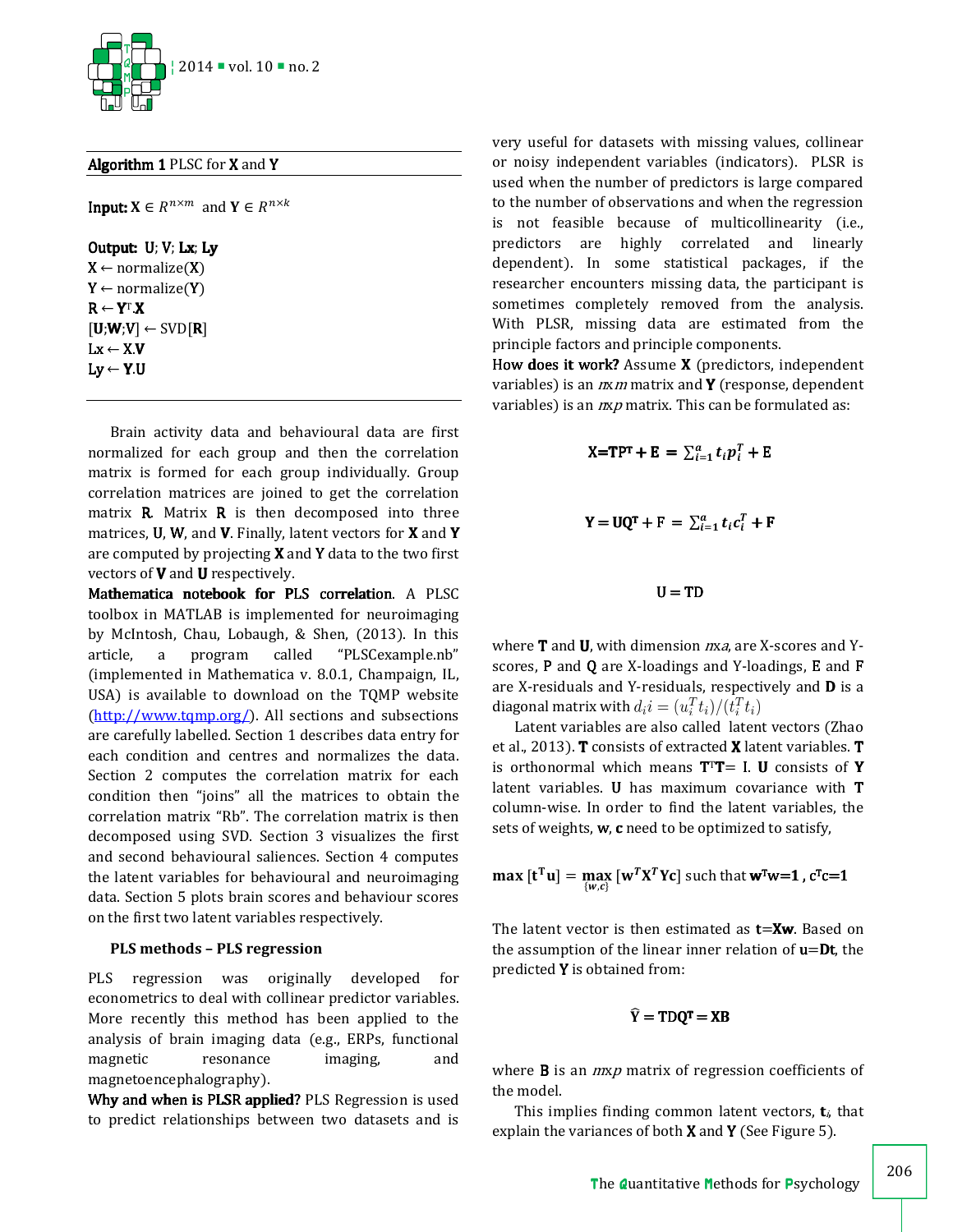**Algorithm 1** PLSC for **X** and **Y**

**Input:** $\mathbf{X} \in R^{n \times m}$ and $\mathbf{Y} \in R^{n \times k}$

**Output:** **U**; **V**; **Lx**; **Ly**

$\mathbf{X} \leftarrow$ normalize($\mathbf{X}$)
$\mathbf{Y} \leftarrow$ normalize($\mathbf{Y}$)
$\mathbf{R} \leftarrow \mathbf{Y}^{T}.\mathbf{X}$
$[\mathbf{U};\mathbf{W};\mathbf{V}] \leftarrow \text{SVD}[\mathbf{R}]$
$\text{Lx} \leftarrow \mathbf{X}.\mathbf{V}$
$\text{Ly} \leftarrow \mathbf{Y}.\mathbf{U}$

Brain activity data and behavioural data are first normalized for each group and then the correlation matrix is formed for each group individually. Group correlation matrices are joined to get the correlation matrix **R**. Matrix **R** is then decomposed into three matrices, **U**, **W**, and **V**. Finally, latent vectors for **X** and **Y** are computed by projecting **X** and **Y** data to the two first vectors of **V** and **U** respectively.

**Mathematica notebook for PLS correlation**. A PLSC toolbox in MATLAB is implemented for neuroimaging by McIntosh, Chau, Lobaugh, & Shen, (2013). In this article, a program called "PLSCexample.nb" (implemented in Mathematica v. 8.0.1, Champaign, IL, USA) is available to download on the TQMP website (http://www.tqmp.org/). All sections and subsections are carefully labelled. Section 1 describes data entry for each condition and centres and normalizes the data. Section 2 computes the correlation matrix for each condition then "joins" all the matrices to obtain the correlation matrix "Rb". The correlation matrix is then decomposed using SVD. Section 3 visualizes the first and second behavioural saliences. Section 4 computes the latent variables for behavioural and neuroimaging data. Section 5 plots brain scores and behaviour scores on the first two latent variables respectively.

## PLS methods – PLS regression

PLS regression was originally developed for econometrics to deal with collinear predictor variables. More recently this method has been applied to the analysis of brain imaging data (e.g., ERPs, functional magnetic resonance imaging, and magnetoencephalography).

**Why and when is PLSR applied?** PLS Regression is used to predict relationships between two datasets and is very useful for datasets with missing values, collinear or noisy independent variables (indicators). PLSR is used when the number of predictors is large compared to the number of observations and when the regression is not feasible because of multicollinearity (i.e., predictors are highly correlated and linearly dependent). In some statistical packages, if the researcher encounters missing data, the participant is sometimes completely removed from the analysis. With PLSR, missing data are estimated from the principle factors and principle components.

**How does it work?** Assume **X** (predictors, independent variables) is an $n \times m$ matrix and **Y** (response, dependent variables) is an $n \times p$ matrix. This can be formulated as:

$$\mathbf{X} = \mathbf{T}\mathbf{P}^{\mathbf{T}} + \mathrm{E} = \sum_{i=1}^{a} t_i p_i^T + \mathrm{E}$$

$$\mathbf{Y} = \mathbf{U}\mathbf{Q}^{\mathbf{T}} + \mathrm{F} = \sum_{i=1}^{a} t_i c_i^T + \mathbf{F}$$

$$\mathbf{U} = \mathbf{T}\mathbf{D}$$

where **T** and **U**, with dimension $n \times a$, are X-scores and Y-scores, **P** and **Q** are X-loadings and Y-loadings, **E** and **F** are X-residuals and Y-residuals, respectively and **D** is a diagonal matrix with $d_i i = (u_i^T t_i)/(t_i^T t_i)$

Latent variables are also called latent vectors (Zhao et al., 2013). **T** consists of extracted **X** latent variables. **T** is orthonormal which means $\mathbf{T}^T\mathbf{T} = \mathrm{I}$. **U** consists of **Y** latent variables. **U** has maximum covariance with **T** column-wise. In order to find the latent variables, the sets of weights, **w**, **c** need to be optimized to satisfy,

$$\max\,[\mathbf{t}^{\mathbf{T}}\mathbf{u}] = \max_{\{w,c\}}\,[\mathbf{w}^T\mathbf{X}^T\mathbf{Y}\mathbf{c}] \text{ such that } \mathbf{w}^{\mathbf{T}}\mathbf{w} = \mathbf{1}\,,\ \mathbf{c}^{\mathbf{T}}\mathbf{c} = \mathbf{1}$$

The latent vector is then estimated as $\mathbf{t} = \mathbf{X}\mathbf{w}$. Based on the assumption of the linear inner relation of $\mathbf{u} = \mathbf{D}\mathbf{t}$, the predicted **Y** is obtained from:

$$\hat{\mathrm{Y}} = \mathbf{T}\mathbf{D}\mathbf{Q}^{\mathbf{T}} = \mathbf{X}\mathbf{B}$$

where **B** is an $m \times p$ matrix of regression coefficients of the model.

This implies finding common latent vectors, $\mathbf{t}_i$, that explain the variances of both **X** and **Y** (See Figure 5).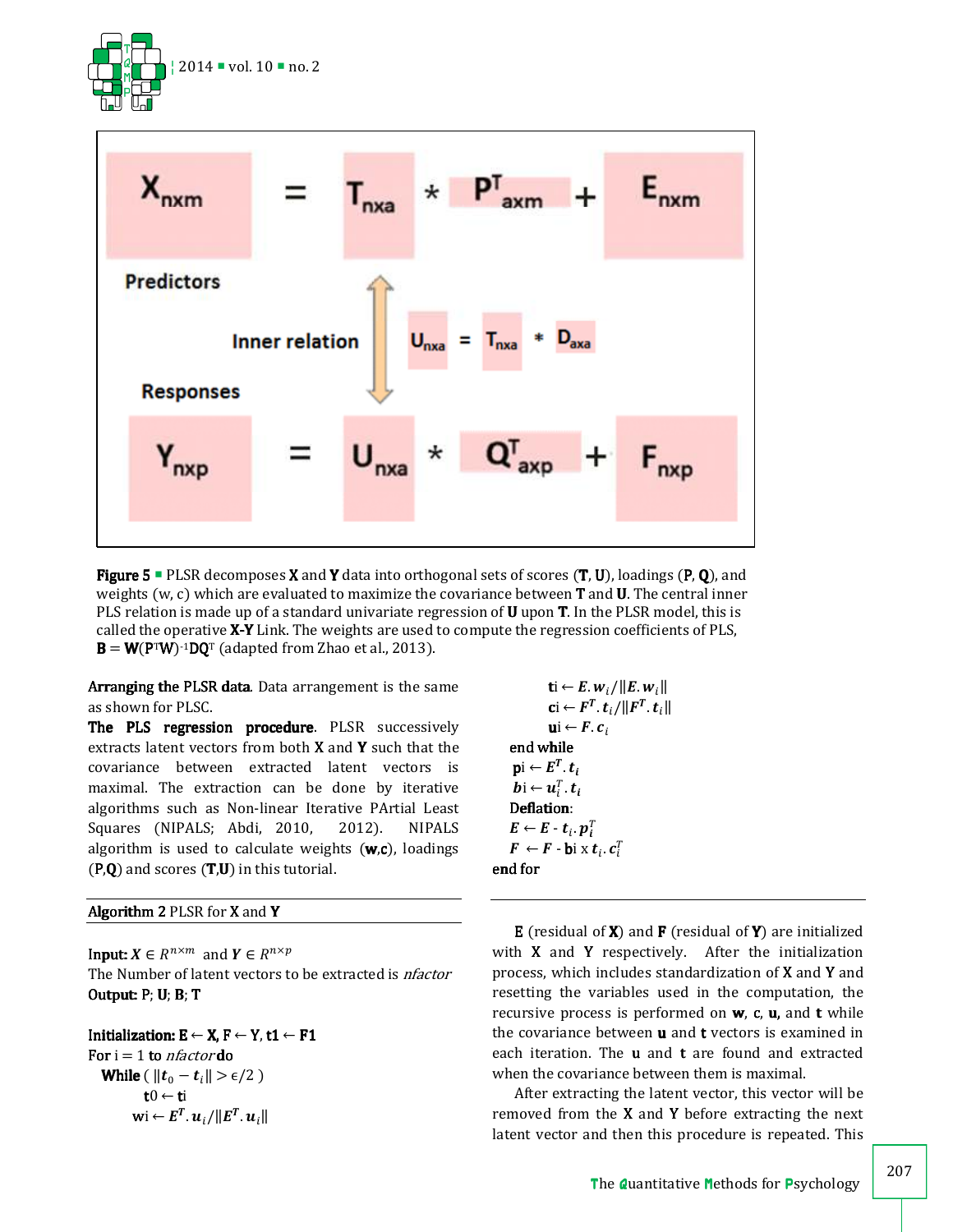$$\mathbf{X}_{nxm} = \mathbf{T}_{nxa} * \mathbf{P}^T_{axm} + \mathbf{E}_{nxm}$$

Predictors

Inner relation $\mathbf{U}_{nxa} = \mathbf{T}_{nxa} * \mathbf{D}_{axa}$

Responses

$$\mathbf{Y}_{nxp} = \mathbf{U}_{nxa} * \mathbf{Q}^T_{axp} + \mathbf{F}_{nxp}$$

**Figure 5** ▪ PLSR decomposes **X** and **Y** data into orthogonal sets of scores (**T**, **U**), loadings (**P**, **Q**), and weights (w, c) which are evaluated to maximize the covariance between **T** and **U**. The central inner PLS relation is made up of a standard univariate regression of **U** upon **T**. In the PLSR model, this is called the operative **X-Y** Link. The weights are used to compute the regression coefficients of PLS, $\mathbf{B} = \mathbf{W}(\mathbf{P}^T\mathbf{W})^{-1}\mathbf{D}\mathbf{Q}^T$ (adapted from Zhao et al., 2013).

**Arranging the PLSR data**. Data arrangement is the same as shown for PLSC.

**The PLS regression procedure**. PLSR successively extracts latent vectors from both **X** and **Y** such that the covariance between extracted latent vectors is maximal. The extraction can be done by iterative algorithms such as Non-linear Iterative PArtial Least Squares (NIPALS; Abdi, 2010, 2012). NIPALS algorithm is used to calculate weights (**w**,**c**), loadings (P,**Q**) and scores (**T**,**U**) in this tutorial.

**Algorithm 2** PLSR for **X** and **Y**

**Input:** $X \in R^{n \times m}$ and $Y \in R^{n \times p}$

The Number of latent vectors to be extracted is *nfactor*

**Output:** P; **U**; **B**; **T**

**Initialization:** $\mathbf{E} \leftarrow \mathbf{X}$, $\mathbf{F} \leftarrow \mathbf{Y}$, $\mathbf{t1} \leftarrow \mathbf{F1}$

For i = 1 to *nfactor* **do**

&nbsp;&nbsp;**While** ( $\|\boldsymbol{t}_0 - \boldsymbol{t}_i\| > \epsilon/2$ )

&nbsp;&nbsp;&nbsp;&nbsp;t0 ← ti

&nbsp;&nbsp;&nbsp;&nbsp;wi ← $\boldsymbol{E}^T.\boldsymbol{u}_i/\|\boldsymbol{E}^T.\boldsymbol{u}_i\|$

&nbsp;&nbsp;&nbsp;&nbsp;ti ← $\boldsymbol{E}.\boldsymbol{w}_i/\|\boldsymbol{E}.\boldsymbol{w}_i\|$

&nbsp;&nbsp;&nbsp;&nbsp;ci ← $\boldsymbol{F}^T.\boldsymbol{t}_i/\|\boldsymbol{F}^T.\boldsymbol{t}_i\|$

&nbsp;&nbsp;&nbsp;&nbsp;ui ← $\boldsymbol{F}.\boldsymbol{c}_i$

&nbsp;&nbsp;end while

&nbsp;&nbsp;pi ← $\boldsymbol{E}^T.\boldsymbol{t}_i$

&nbsp;&nbsp;*b*i ← $\boldsymbol{u}_i^T.\boldsymbol{t}_i$

&nbsp;&nbsp;**Deflation**:

&nbsp;&nbsp;$\boldsymbol{E} \leftarrow \boldsymbol{E} - \boldsymbol{t}_i.\boldsymbol{p}_i^T$

&nbsp;&nbsp;$\boldsymbol{F} \leftarrow \boldsymbol{F}$ - **b**i x $\boldsymbol{t}_i.\boldsymbol{c}_i^T$

end for

**E** (residual of **X**) and **F** (residual of **Y**) are initialized with **X** and **Y** respectively. After the initialization process, which includes standardization of **X** and **Y** and resetting the variables used in the computation, the recursive process is performed on **w**, **c**, **u**, and **t** while the covariance between **u** and **t** vectors is examined in each iteration. The **u** and **t** are found and extracted when the covariance between them is maximal.

After extracting the latent vector, this vector will be removed from the **X** and **Y** before extracting the next latent vector and then this procedure is repeated. This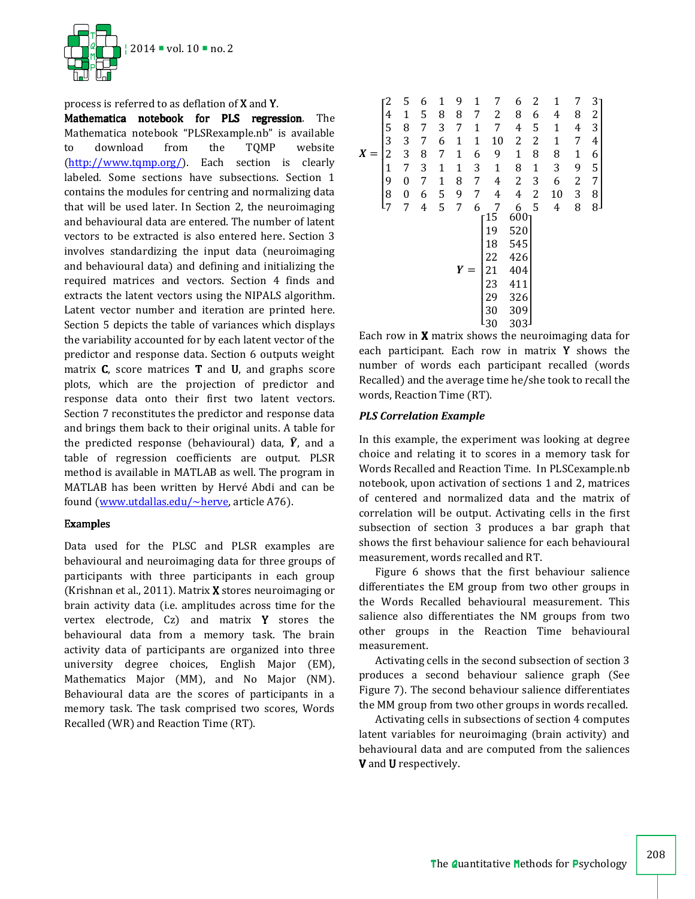process is referred to as deflation of **X** and **Y**.

**Mathematica notebook for PLS regression**. The Mathematica notebook “PLSRexample.nb” is available to download from the TQMP website (http://www.tqmp.org/). Each section is clearly labeled. Some sections have subsections. Section 1 contains the modules for centring and normalizing data that will be used later. In Section 2, the neuroimaging and behavioural data are entered. The number of latent vectors to be extracted is also entered here. Section 3 involves standardizing the input data (neuroimaging and behavioural data) and defining and initializing the required matrices and vectors. Section 4 finds and extracts the latent vectors using the NIPALS algorithm. Latent vector number and iteration are printed here. Section 5 depicts the table of variances which displays the variability accounted for by each latent vector of the predictor and response data. Section 6 outputs weight matrix **C**, score matrices **T** and **U**, and graphs score plots, which are the projection of predictor and response data onto their first two latent vectors. Section 7 reconstitutes the predictor and response data and brings them back to their original units. A table for the predicted response (behavioural) data, $\hat{\boldsymbol{Y}}$, and a table of regression coefficients are output. PLSR method is available in MATLAB as well. The program in MATLAB has been written by Hervé Abdi and can be found (www.utdallas.edu/~herve, article A76).

## Examples

Data used for the PLSC and PLSR examples are behavioural and neuroimaging data for three groups of participants with three participants in each group (Krishnan et al., 2011). Matrix **X** stores neuroimaging or brain activity data (i.e. amplitudes across time for the vertex electrode, Cz) and matrix **Y** stores the behavioural data from a memory task. The brain activity data of participants are organized into three university degree choices, English Major (EM), Mathematics Major (MM), and No Major (NM). Behavioural data are the scores of participants in a memory task. The task comprised two scores, Words Recalled (WR) and Reaction Time (RT).

$$
\boldsymbol{X} = \begin{bmatrix}
2 & 5 & 6 & 1 & 9 & 1 & 7 & 6 & 2 & 1 & 7 & 3 \\
4 & 1 & 5 & 8 & 8 & 7 & 2 & 8 & 6 & 4 & 8 & 2 \\
5 & 8 & 7 & 3 & 7 & 1 & 7 & 4 & 5 & 1 & 4 & 3 \\
3 & 3 & 7 & 6 & 1 & 1 & 10 & 2 & 2 & 1 & 7 & 4 \\
2 & 3 & 8 & 7 & 1 & 6 & 9 & 1 & 8 & 8 & 1 & 6 \\
1 & 7 & 3 & 1 & 1 & 3 & 1 & 8 & 1 & 3 & 9 & 5 \\
9 & 0 & 7 & 1 & 8 & 7 & 4 & 2 & 3 & 6 & 2 & 7 \\
8 & 0 & 6 & 5 & 9 & 7 & 4 & 4 & 2 & 10 & 3 & 8 \\
7 & 7 & 4 & 5 & 7 & 6 & 7 & 6 & 5 & 4 & 8 & 8
\end{bmatrix}
$$

$$
\boldsymbol{Y} = \begin{bmatrix}
15 & 600 \\
19 & 520 \\
18 & 545 \\
22 & 426 \\
21 & 404 \\
23 & 411 \\
29 & 326 \\
30 & 309 \\
30 & 303
\end{bmatrix}
$$

Each row in **X** matrix shows the neuroimaging data for each participant. Each row in matrix **Y** shows the number of words each participant recalled (words Recalled) and the average time he/she took to recall the words, Reaction Time (RT).

### *PLS Correlation Example*

In this example, the experiment was looking at degree choice and relating it to scores in a memory task for Words Recalled and Reaction Time. In PLSCexample.nb notebook, upon activation of sections 1 and 2, matrices of centered and normalized data and the matrix of correlation will be output. Activating cells in the first subsection of section 3 produces a bar graph that shows the first behaviour salience for each behavioural measurement, words recalled and RT.

Figure 6 shows that the first behaviour salience differentiates the EM group from two other groups in the Words Recalled behavioural measurement. This salience also differentiates the NM groups from two other groups in the Reaction Time behavioural measurement.

Activating cells in the second subsection of section 3 produces a second behaviour salience graph (See Figure 7). The second behaviour salience differentiates the MM group from two other groups in words recalled.

Activating cells in subsections of section 4 computes latent variables for neuroimaging (brain activity) and behavioural data and are computed from the saliences **V** and **U** respectively.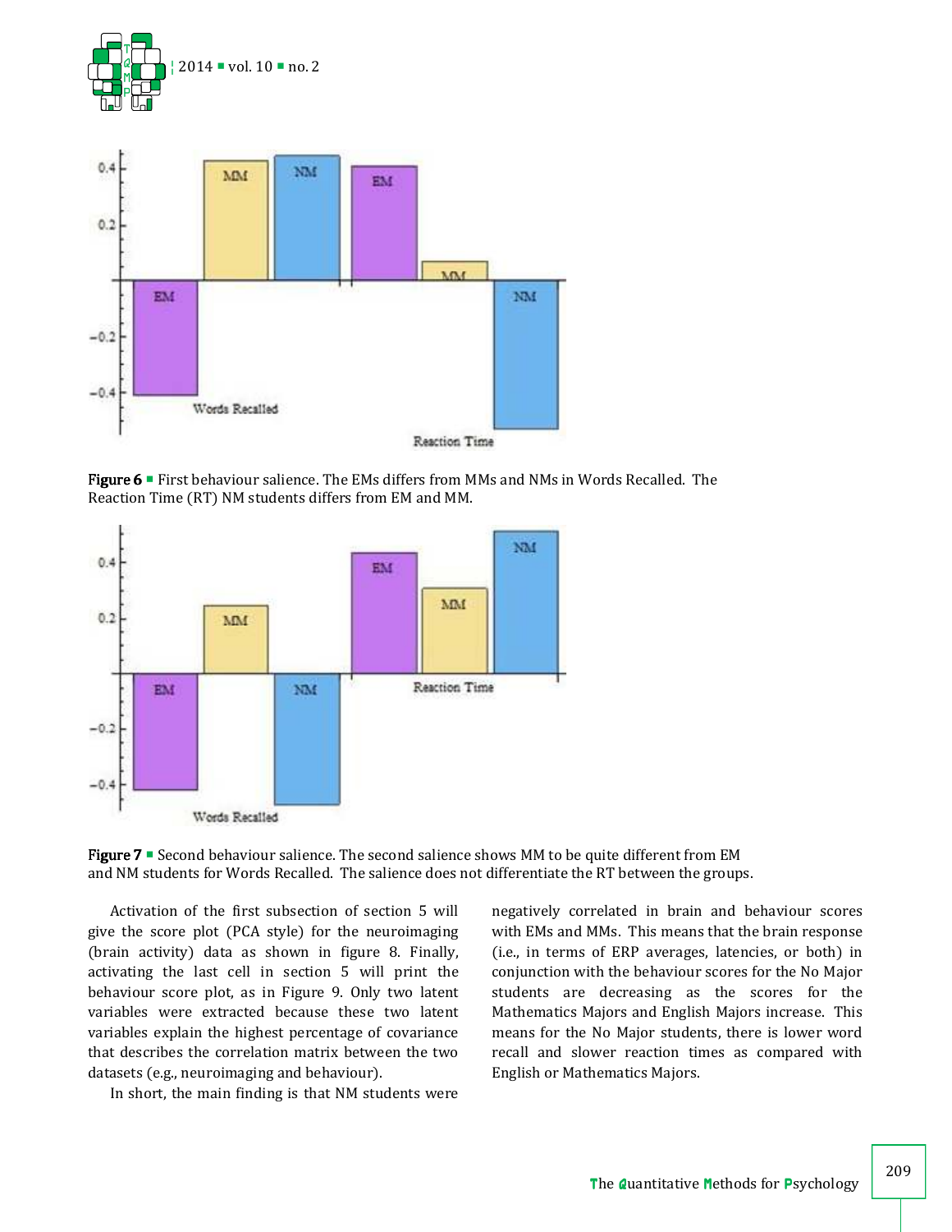Figure 6 ■ First behaviour salience. The EMs differs from MMs and NMs in Words Recalled. The Reaction Time (RT) NM students differs from EM and MM.

Figure 7 ■ Second behaviour salience. The second salience shows MM to be quite different from EM and NM students for Words Recalled. The salience does not differentiate the RT between the groups.

Activation of the first subsection of section 5 will give the score plot (PCA style) for the neuroimaging (brain activity) data as shown in figure 8. Finally, activating the last cell in section 5 will print the behaviour score plot, as in Figure 9. Only two latent variables were extracted because these two latent variables explain the highest percentage of covariance that describes the correlation matrix between the two datasets (e.g., neuroimaging and behaviour).

In short, the main finding is that NM students were negatively correlated in brain and behaviour scores with EMs and MMs. This means that the brain response (i.e., in terms of ERP averages, latencies, or both) in conjunction with the behaviour scores for the No Major students are decreasing as the scores for the Mathematics Majors and English Majors increase. This means for the No Major students, there is lower word recall and slower reaction times as compared with English or Mathematics Majors.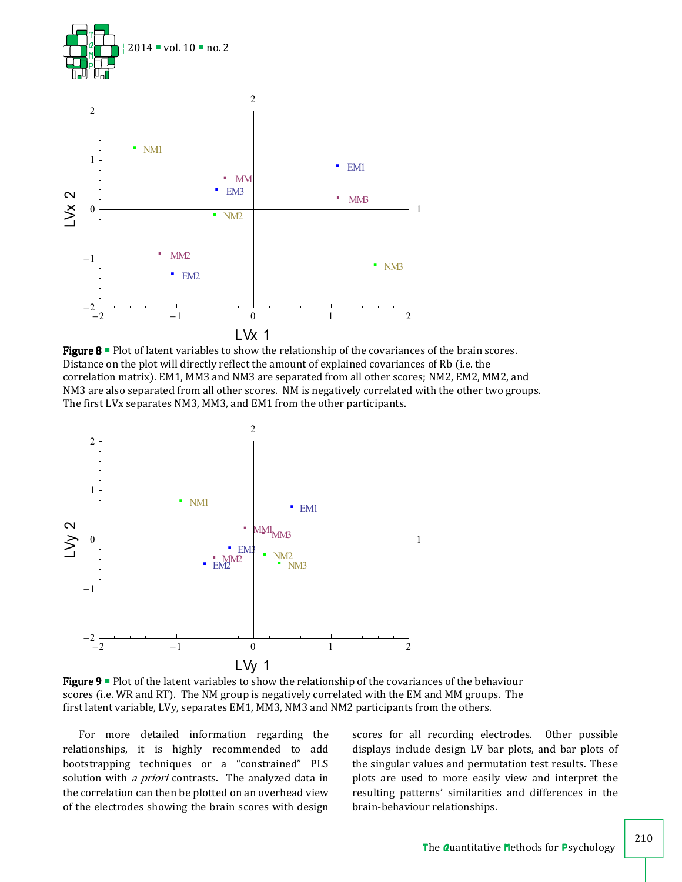**Figure 8** ▪ Plot of latent variables to show the relationship of the covariances of the brain scores. Distance on the plot will directly reflect the amount of explained covariances of Rb (i.e. the correlation matrix). EM1, MM3 and NM3 are separated from all other scores; NM2, EM2, MM2, and NM3 are also separated from all other scores. NM is negatively correlated with the other two groups. The first LVx separates NM3, MM3, and EM1 from the other participants.

**Figure 9** ▪ Plot of the latent variables to show the relationship of the covariances of the behaviour scores (i.e. WR and RT). The NM group is negatively correlated with the EM and MM groups. The first latent variable, LVy, separates EM1, MM3, NM3 and NM2 participants from the others.

For more detailed information regarding the relationships, it is highly recommended to add bootstrapping techniques or a "constrained" PLS solution with *a priori* contrasts. The analyzed data in the correlation can then be plotted on an overhead view of the electrodes showing the brain scores with design scores for all recording electrodes. Other possible displays include design LV bar plots, and bar plots of the singular values and permutation test results. These plots are used to more easily view and interpret the resulting patterns' similarities and differences in the brain-behaviour relationships.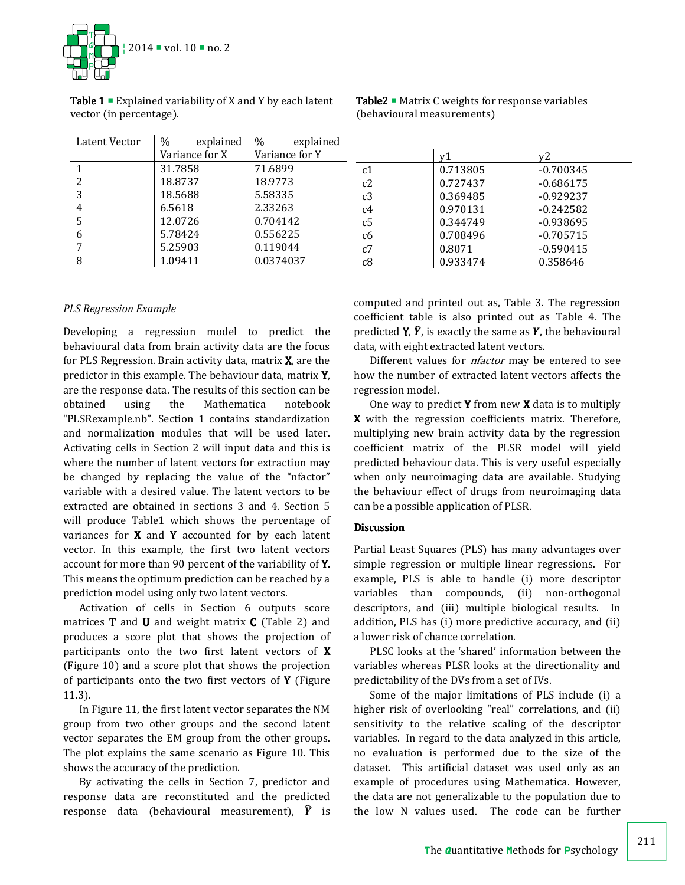**Table 1** ▪ Explained variability of X and Y by each latent vector (in percentage).

| Latent Vector | % explained Variance for X | % explained Variance for Y |
|---|---|---|
| 1 | 31.7858 | 71.6899 |
| 2 | 18.8737 | 18.9773 |
| 3 | 18.5688 | 5.58335 |
| 4 | 6.5618 | 2.33263 |
| 5 | 12.0726 | 0.704142 |
| 6 | 5.78424 | 0.556225 |
| 7 | 5.25903 | 0.119044 |
| 8 | 1.09411 | 0.0374037 |

**Table2** ▪ Matrix C weights for response variables (behavioural measurements)

| | y1 | y2 |
|---|---|---|
| c1 | 0.713805 | -0.700345 |
| c2 | 0.727437 | -0.686175 |
| c3 | 0.369485 | -0.929237 |
| c4 | 0.970131 | -0.242582 |
| c5 | 0.344749 | -0.938695 |
| c6 | 0.708496 | -0.705715 |
| c7 | 0.8071 | -0.590415 |
| c8 | 0.933474 | 0.358646 |

*PLS Regression Example*

Developing a regression model to predict the behavioural data from brain activity data are the focus for PLS Regression. Brain activity data, matrix **X**, are the predictor in this example. The behaviour data, matrix **Y**, are the response data. The results of this section can be obtained using the Mathematica notebook "PLSRexample.nb". Section 1 contains standardization and normalization modules that will be used later. Activating cells in Section 2 will input data and this is where the number of latent vectors for extraction may be changed by replacing the value of the "nfactor" variable with a desired value. The latent vectors to be extracted are obtained in sections 3 and 4. Section 5 will produce Table1 which shows the percentage of variances for **X** and **Y** accounted for by each latent vector. In this example, the first two latent vectors account for more than 90 percent of the variability of **Y**. This means the optimum prediction can be reached by a prediction model using only two latent vectors.

Activation of cells in Section 6 outputs score matrices **T** and **U** and weight matrix **C** (Table 2) and produces a score plot that shows the projection of participants onto the two first latent vectors of **X** (Figure 10) and a score plot that shows the projection of participants onto the two first vectors of **Y** (Figure 11.3).

In Figure 11, the first latent vector separates the NM group from two other groups and the second latent vector separates the EM group from the other groups. The plot explains the same scenario as Figure 10. This shows the accuracy of the prediction.

By activating the cells in Section 7, predictor and response data are reconstituted and the predicted response data (behavioural measurement), $\hat{\boldsymbol{Y}}$ is computed and printed out as, Table 3. The regression coefficient table is also printed out as Table 4. The predicted **Y**, $\hat{\boldsymbol{Y}}$, is exactly the same as $\boldsymbol{Y}$, the behavioural data, with eight extracted latent vectors.

Different values for *nfactor* may be entered to see how the number of extracted latent vectors affects the regression model.

One way to predict **Y** from new **X** data is to multiply **X** with the regression coefficients matrix. Therefore, multiplying new brain activity data by the regression coefficient matrix of the PLSR model will yield predicted behaviour data. This is very useful especially when only neuroimaging data are available. Studying the behaviour effect of drugs from neuroimaging data can be a possible application of PLSR.

## Discussion

Partial Least Squares (PLS) has many advantages over simple regression or multiple linear regressions. For example, PLS is able to handle (i) more descriptor variables than compounds, (ii) non-orthogonal descriptors, and (iii) multiple biological results. In addition, PLS has (i) more predictive accuracy, and (ii) a lower risk of chance correlation.

PLSC looks at the 'shared' information between the variables whereas PLSR looks at the directionality and predictability of the DVs from a set of IVs.

Some of the major limitations of PLS include (i) a higher risk of overlooking "real" correlations, and (ii) sensitivity to the relative scaling of the descriptor variables. In regard to the data analyzed in this article, no evaluation is performed due to the size of the dataset. This artificial dataset was used only as an example of procedures using Mathematica. However, the data are not generalizable to the population due to the low N values used. The code can be further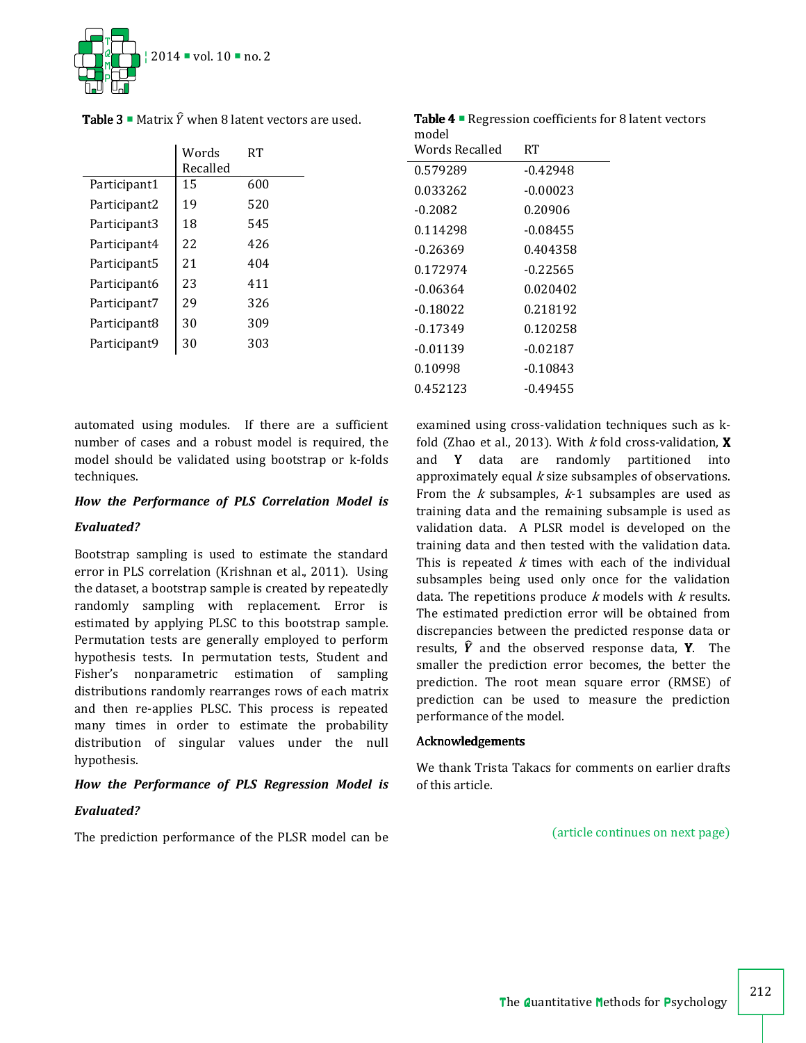**Table 3** ▪ Matrix $\hat{Y}$ when 8 latent vectors are used.

| | Words Recalled | RT |
|---|---|---|
| Participant1 | 15 | 600 |
| Participant2 | 19 | 520 |
| Participant3 | 18 | 545 |
| Participant4 | 22 | 426 |
| Participant5 | 21 | 404 |
| Participant6 | 23 | 411 |
| Participant7 | 29 | 326 |
| Participant8 | 30 | 309 |
| Participant9 | 30 | 303 |

**Table 4** ▪ Regression coefficients for 8 latent vectors model

| Words Recalled | RT |
|---|---|
| 0.579289 | -0.42948 |
| 0.033262 | -0.00023 |
| -0.2082 | 0.20906 |
| 0.114298 | -0.08455 |
| -0.26369 | 0.404358 |
| 0.172974 | -0.22565 |
| -0.06364 | 0.020402 |
| -0.18022 | 0.218192 |
| -0.17349 | 0.120258 |
| -0.01139 | -0.02187 |
| 0.10998 | -0.10843 |
| 0.452123 | -0.49455 |

automated using modules. If there are a sufficient number of cases and a robust model is required, the model should be validated using bootstrap or k-folds techniques.

### *How the Performance of PLS Correlation Model is Evaluated?*

Bootstrap sampling is used to estimate the standard error in PLS correlation (Krishnan et al., 2011). Using the dataset, a bootstrap sample is created by repeatedly randomly sampling with replacement. Error is estimated by applying PLSC to this bootstrap sample. Permutation tests are generally employed to perform hypothesis tests. In permutation tests, Student and Fisher's nonparametric estimation of sampling distributions randomly rearranges rows of each matrix and then re-applies PLSC. This process is repeated many times in order to estimate the probability distribution of singular values under the null hypothesis.

### *How the Performance of PLS Regression Model is Evaluated?*

The prediction performance of the PLSR model can be examined using cross-validation techniques such as k-fold (Zhao et al., 2013). With $k$ fold cross-validation, $\mathbf{X}$ and $\mathbf{Y}$ data are randomly partitioned into approximately equal $k$ size subsamples of observations. From the $k$ subsamples, $k$-1 subsamples are used as training data and the remaining subsample is used as validation data. A PLSR model is developed on the training data and then tested with the validation data. This is repeated $k$ times with each of the individual subsamples being used only once for the validation data. The repetitions produce $k$ models with $k$ results. The estimated prediction error will be obtained from discrepancies between the predicted response data or results, $\hat{\mathbf{Y}}$ and the observed response data, $\mathbf{Y}$. The smaller the prediction error becomes, the better the prediction. The root mean square error (RMSE) of prediction can be used to measure the prediction performance of the model.

### Acknowledgements

We thank Trista Takacs for comments on earlier drafts of this article.

(article continues on next page)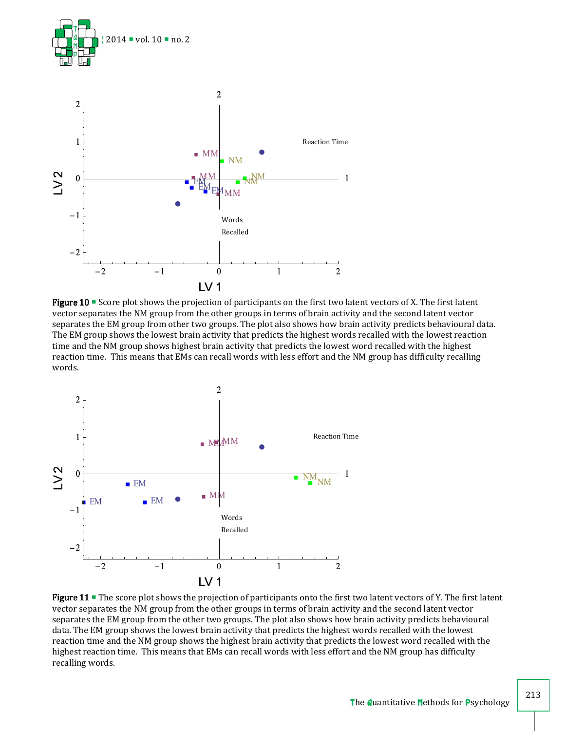**Figure 10** ▪ Score plot shows the projection of participants on the first two latent vectors of X. The first latent vector separates the NM group from the other groups in terms of brain activity and the second latent vector separates the EM group from other two groups. The plot also shows how brain activity predicts behavioural data. The EM group shows the lowest brain activity that predicts the highest words recalled with the lowest reaction time and the NM group shows highest brain activity that predicts the lowest word recalled with the highest reaction time. This means that EMs can recall words with less effort and the NM group has difficulty recalling words.

**Figure 11** ▪ The score plot shows the projection of participants onto the first two latent vectors of Y. The first latent vector separates the NM group from the other groups in terms of brain activity and the second latent vector separates the EM group from the other two groups. The plot also shows how brain activity predicts behavioural data. The EM group shows the lowest brain activity that predicts the highest words recalled with the lowest reaction time and the NM group shows the highest brain activity that predicts the lowest word recalled with the highest reaction time. This means that EMs can recall words with less effort and the NM group has difficulty recalling words.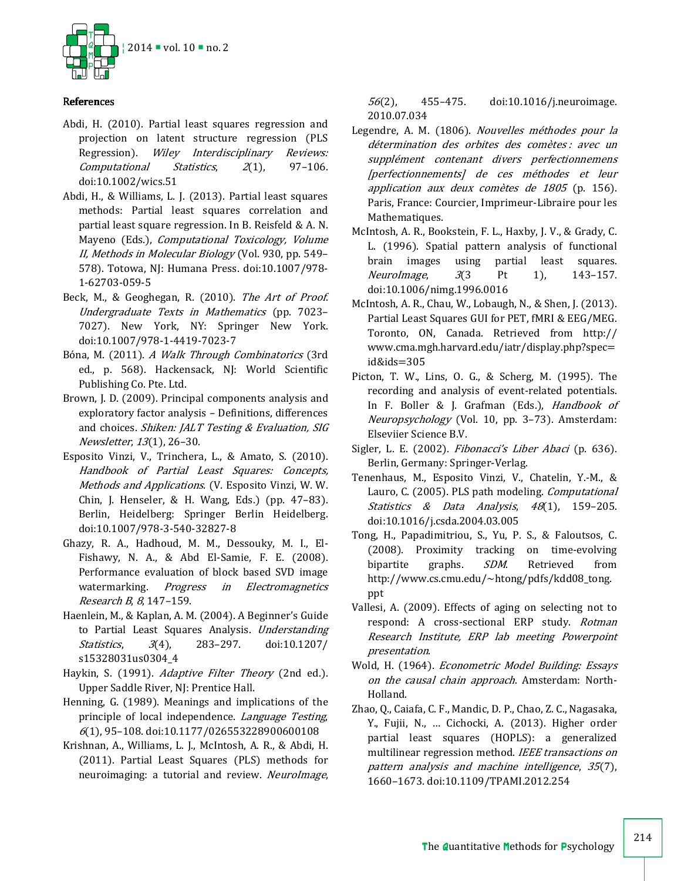## References

Abdi, H. (2010). Partial least squares regression and projection on latent structure regression (PLS Regression). *Wiley Interdisciplinary Reviews: Computational Statistics*, *2*(1), 97–106. doi:10.1002/wics.51

Abdi, H., & Williams, L. J. (2013). Partial least squares methods: Partial least squares correlation and partial least square regression. In B. Reisfeld & A. N. Mayeno (Eds.), *Computational Toxicology, Volume II, Methods in Molecular Biology* (Vol. 930, pp. 549–578). Totowa, NJ: Humana Press. doi:10.1007/978-1-62703-059-5

Beck, M., & Geoghegan, R. (2010). *The Art of Proof. Undergraduate Texts in Mathematics* (pp. 7023–7027). New York, NY: Springer New York. doi:10.1007/978-1-4419-7023-7

Bóna, M. (2011). *A Walk Through Combinatorics* (3rd ed., p. 568). Hackensack, NJ: World Scientific Publishing Co. Pte. Ltd.

Brown, J. D. (2009). Principal components analysis and exploratory factor analysis – Definitions, differences and choices. *Shiken: JALT Testing & Evaluation, SIG Newsletter*, *13*(1), 26–30.

Esposito Vinzi, V., Trinchera, L., & Amato, S. (2010). *Handbook of Partial Least Squares: Concepts, Methods and Applications*. (V. Esposito Vinzi, W. W. Chin, J. Henseler, & H. Wang, Eds.) (pp. 47–83). Berlin, Heidelberg: Springer Berlin Heidelberg. doi:10.1007/978-3-540-32827-8

Ghazy, R. A., Hadhoud, M. M., Dessouky, M. I., El-Fishawy, N. A., & Abd El-Samie, F. E. (2008). Performance evaluation of block based SVD image watermarking. *Progress in Electromagnetics Research B*, *8*, 147–159.

Haenlein, M., & Kaplan, A. M. (2004). A Beginner's Guide to Partial Least Squares Analysis. *Understanding Statistics*, *3*(4), 283–297. doi:10.1207/s15328031us0304_4

Haykin, S. (1991). *Adaptive Filter Theory* (2nd ed.). Upper Saddle River, NJ: Prentice Hall.

Henning, G. (1989). Meanings and implications of the principle of local independence. *Language Testing*, *6*(1), 95–108. doi:10.1177/026553228900600108

Krishnan, A., Williams, L. J., McIntosh, A. R., & Abdi, H. (2011). Partial Least Squares (PLS) methods for neuroimaging: a tutorial and review. *NeuroImage*, *56*(2), 455–475. doi:10.1016/j.neuroimage.2010.07.034

Legendre, A. M. (1806). *Nouvelles méthodes pour la détermination des orbites des comètes : avec un supplément contenant divers perfectionnemens [perfectionnements] de ces méthodes et leur application aux deux comètes de 1805* (p. 156). Paris, France: Courcier, Imprimeur-Libraire pour les Mathematiques.

McIntosh, A. R., Bookstein, F. L., Haxby, J. V., & Grady, C. L. (1996). Spatial pattern analysis of functional brain images using partial least squares. *NeuroImage*, *3*(3 Pt 1), 143–157. doi:10.1006/nimg.1996.0016

McIntosh, A. R., Chau, W., Lobaugh, N., & Shen, J. (2013). Partial Least Squares GUI for PET, fMRI & EEG/MEG. Toronto, ON, Canada. Retrieved from http://www.cma.mgh.harvard.edu/iatr/display.php?spec=id&ids=305

Picton, T. W., Lins, O. G., & Scherg, M. (1995). The recording and analysis of event-related potentials. In F. Boller & J. Grafman (Eds.), *Handbook of Neuropsychology* (Vol. 10, pp. 3–73). Amsterdam: Elseviier Science B.V.

Sigler, L. E. (2002). *Fibonacci's Liber Abaci* (p. 636). Berlin, Germany: Springer-Verlag.

Tenenhaus, M., Esposito Vinzi, V., Chatelin, Y.-M., & Lauro, C. (2005). PLS path modeling. *Computational Statistics & Data Analysis*, *48*(1), 159–205. doi:10.1016/j.csda.2004.03.005

Tong, H., Papadimitriou, S., Yu, P. S., & Faloutsos, C. (2008). Proximity tracking on time-evolving bipartite graphs. *SDM*. Retrieved from http://www.cs.cmu.edu/~htong/pdfs/kdd08_tong.ppt

Vallesi, A. (2009). Effects of aging on selecting not to respond: A cross-sectional ERP study. *Rotman Research Institute, ERP lab meeting Powerpoint presentation*.

Wold, H. (1964). *Econometric Model Building: Essays on the causal chain approach*. Amsterdam: North-Holland.

Zhao, Q., Caiafa, C. F., Mandic, D. P., Chao, Z. C., Nagasaka, Y., Fujii, N., … Cichocki, A. (2013). Higher order partial least squares (HOPLS): a generalized multilinear regression method. *IEEE transactions on pattern analysis and machine intelligence*, *35*(7), 1660–1673. doi:10.1109/TPAMI.2012.254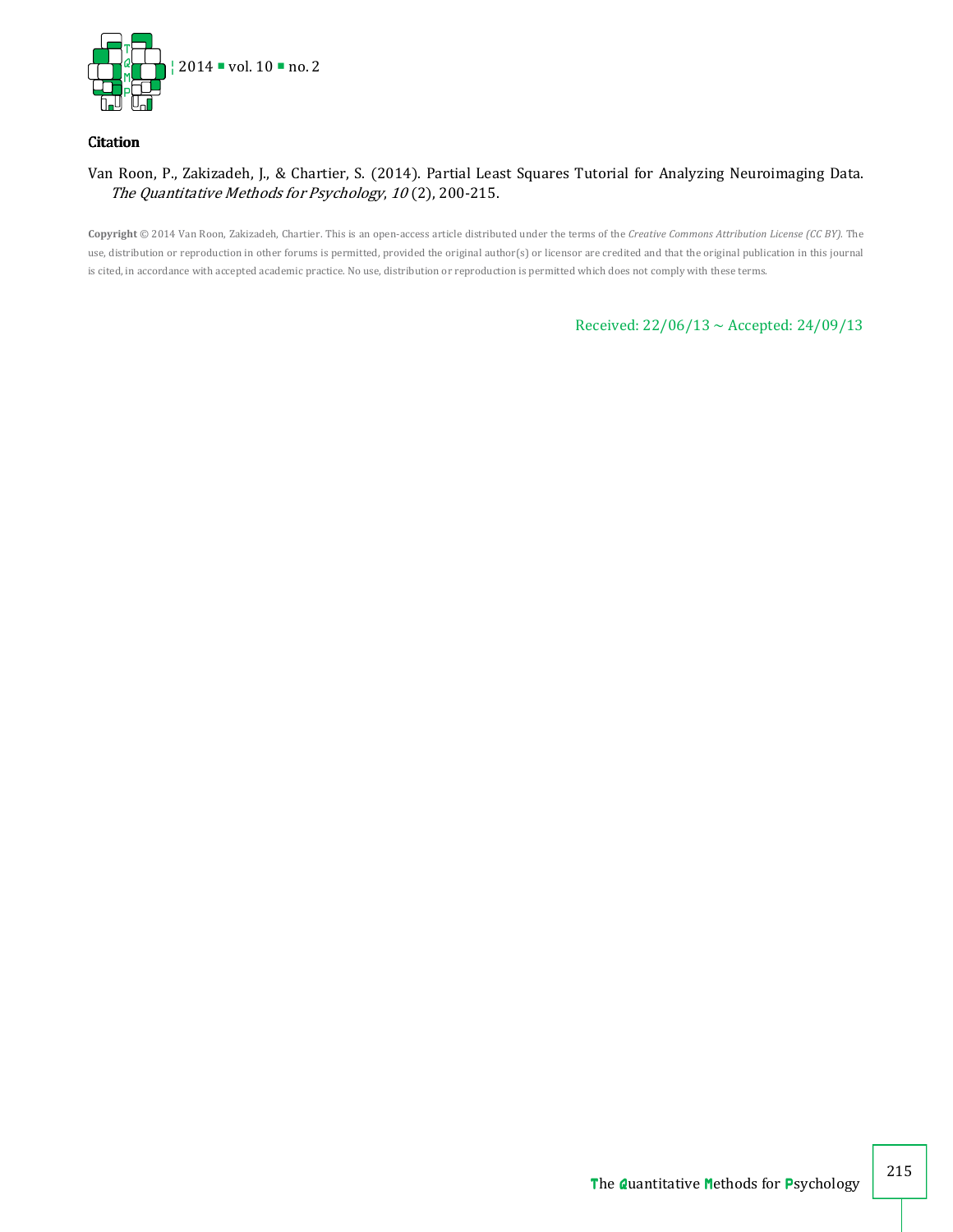#### Citation

Van Roon, P., Zakizadeh, J., & Chartier, S. (2014). Partial Least Squares Tutorial for Analyzing Neuroimaging Data. *The Quantitative Methods for Psychology*, *10* (2), 200-215.

**Copyright** © 2014 Van Roon, Zakizadeh, Chartier. This is an open-access article distributed under the terms of the *Creative Commons Attribution License (CC BY)*. The use, distribution or reproduction in other forums is permitted, provided the original author(s) or licensor are credited and that the original publication in this journal is cited, in accordance with accepted academic practice. No use, distribution or reproduction is permitted which does not comply with these terms.

Received: 22/06/13 ~ Accepted: 24/09/13